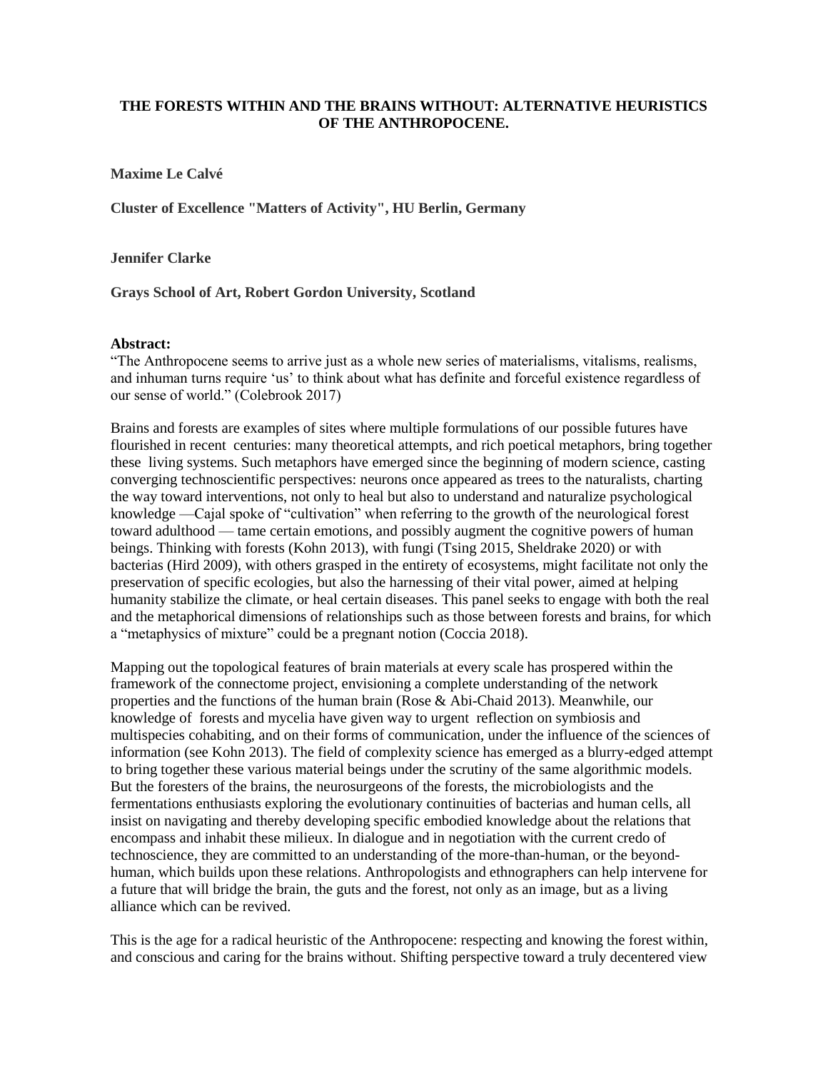# THE FORESTS WITHIN AND THE BRAINS WITHOUT: ALTERNATIVE HEURISTICS OF THE ANTHROPOCENE.

**Maxime Le Calvé**

**Cluster of Excellence "Matters of Activity", HU Berlin, Germany**

**Jennifer Clarke**

**Grays School of Art, Robert Gordon University, Scotland**

**Abstract:**

"The Anthropocene seems to arrive just as a whole new series of materialisms, vitalisms, realisms, and inhuman turns require 'us' to think about what has definite and forceful existence regardless of our sense of world." (Colebrook 2017)

Brains and forests are examples of sites where multiple formulations of our possible futures have flourished in recent centuries: many theoretical attempts, and rich poetical metaphors, bring together these living systems. Such metaphors have emerged since the beginning of modern science, casting converging technoscientific perspectives: neurons once appeared as trees to the naturalists, charting the way toward interventions, not only to heal but also to understand and naturalize psychological knowledge —Cajal spoke of "cultivation" when referring to the growth of the neurological forest toward adulthood — tame certain emotions, and possibly augment the cognitive powers of human beings. Thinking with forests (Kohn 2013), with fungi (Tsing 2015, Sheldrake 2020) or with bacterias (Hird 2009), with others grasped in the entirety of ecosystems, might facilitate not only the preservation of specific ecologies, but also the harnessing of their vital power, aimed at helping humanity stabilize the climate, or heal certain diseases. This panel seeks to engage with both the real and the metaphorical dimensions of relationships such as those between forests and brains, for which a "metaphysics of mixture" could be a pregnant notion (Coccia 2018).

Mapping out the topological features of brain materials at every scale has prospered within the framework of the connectome project, envisioning a complete understanding of the network properties and the functions of the human brain (Rose & Abi-Chaid 2013). Meanwhile, our knowledge of forests and mycelia have given way to urgent reflection on symbiosis and multispecies cohabiting, and on their forms of communication, under the influence of the sciences of information (see Kohn 2013). The field of complexity science has emerged as a blurry-edged attempt to bring together these various material beings under the scrutiny of the same algorithmic models. But the foresters of the brains, the neurosurgeons of the forests, the microbiologists and the fermentations enthusiasts exploring the evolutionary continuities of bacterias and human cells, all insist on navigating and thereby developing specific embodied knowledge about the relations that encompass and inhabit these milieux. In dialogue and in negotiation with the current credo of technoscience, they are committed to an understanding of the more-than-human, or the beyond-human, which builds upon these relations. Anthropologists and ethnographers can help intervene for a future that will bridge the brain, the guts and the forest, not only as an image, but as a living alliance which can be revived.

This is the age for a radical heuristic of the Anthropocene: respecting and knowing the forest within, and conscious and caring for the brains without. Shifting perspective toward a truly decentered view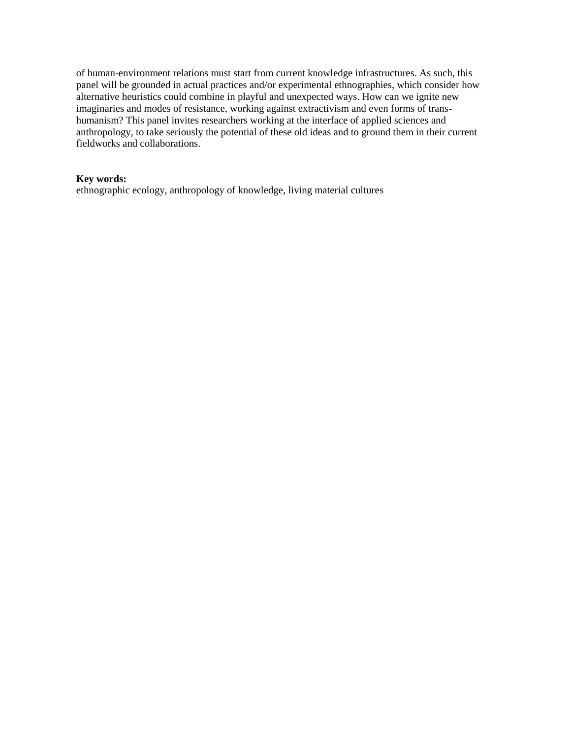of human-environment relations must start from current knowledge infrastructures. As such, this panel will be grounded in actual practices and/or experimental ethnographies, which consider how alternative heuristics could combine in playful and unexpected ways. How can we ignite new imaginaries and modes of resistance, working against extractivism and even forms of trans-humanism? This panel invites researchers working at the interface of applied sciences and anthropology, to take seriously the potential of these old ideas and to ground them in their current fieldworks and collaborations.

**Key words:**
ethnographic ecology, anthropology of knowledge, living material cultures